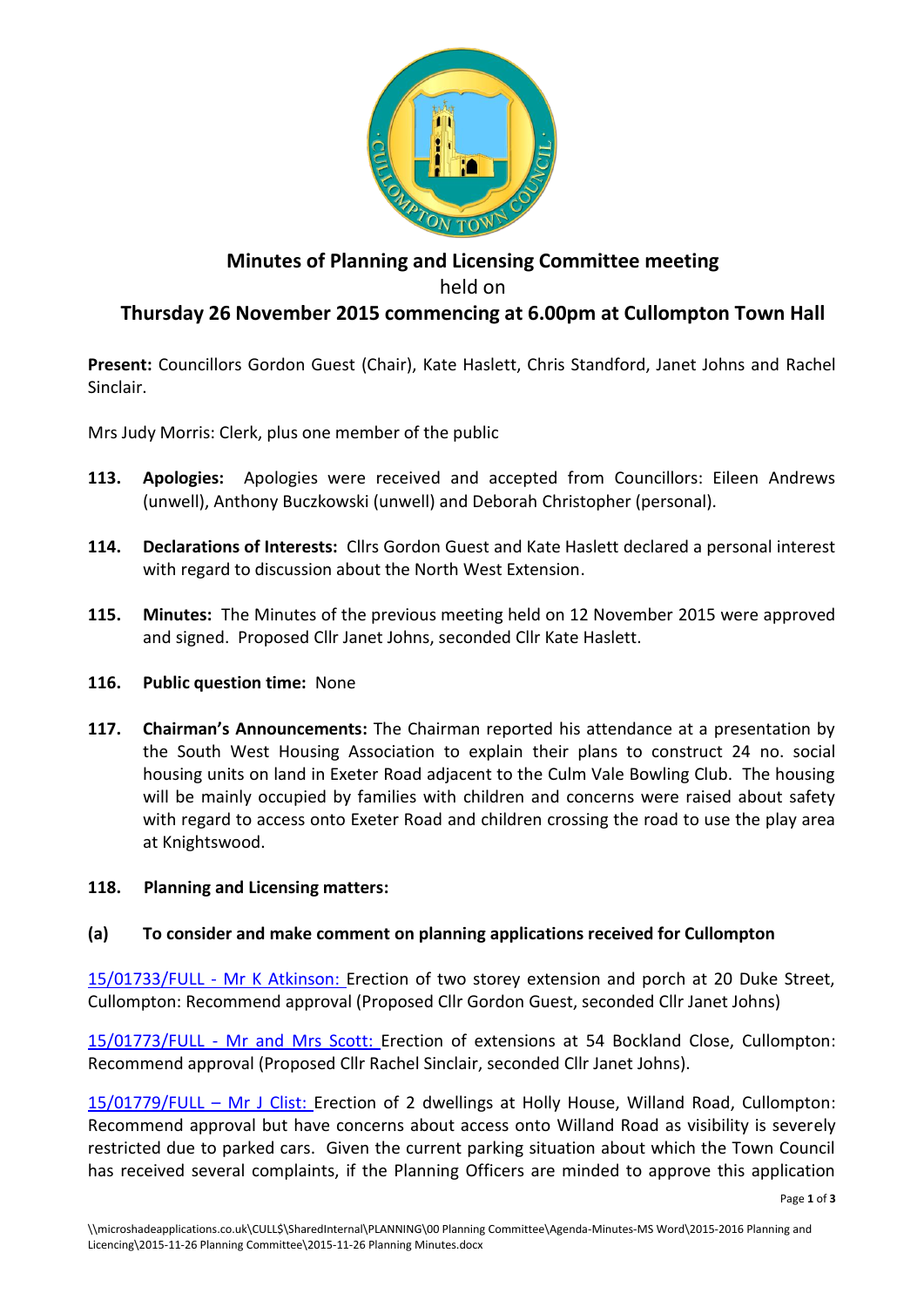# Minutes of Planning and Licensing Committee meeting

held on

## Thursday 26 November 2015 commencing at 6.00pm at Cullompton Town Hall

**Present:** Councillors Gordon Guest (Chair), Kate Haslett, Chris Standford, Janet Johns and Rachel Sinclair.

Mrs Judy Morris: Clerk, plus one member of the public

**113. Apologies:** Apologies were received and accepted from Councillors: Eileen Andrews (unwell), Anthony Buczkowski (unwell) and Deborah Christopher (personal).

**114. Declarations of Interests:** Cllrs Gordon Guest and Kate Haslett declared a personal interest with regard to discussion about the North West Extension.

**115. Minutes:** The Minutes of the previous meeting held on 12 November 2015 were approved and signed. Proposed Cllr Janet Johns, seconded Cllr Kate Haslett.

**116. Public question time:** None

**117. Chairman's Announcements:** The Chairman reported his attendance at a presentation by the South West Housing Association to explain their plans to construct 24 no. social housing units on land in Exeter Road adjacent to the Culm Vale Bowling Club. The housing will be mainly occupied by families with children and concerns were raised about safety with regard to access onto Exeter Road and children crossing the road to use the play area at Knightswood.

**118. Planning and Licensing matters:**

**(a) To consider and make comment on planning applications received for Cullompton**

15/01733/FULL - Mr K Atkinson: Erection of two storey extension and porch at 20 Duke Street, Cullompton: Recommend approval (Proposed Cllr Gordon Guest, seconded Cllr Janet Johns)

15/01773/FULL - Mr and Mrs Scott: Erection of extensions at 54 Bockland Close, Cullompton: Recommend approval (Proposed Cllr Rachel Sinclair, seconded Cllr Janet Johns).

15/01779/FULL – Mr J Clist: Erection of 2 dwellings at Holly House, Willand Road, Cullompton: Recommend approval but have concerns about access onto Willand Road as visibility is severely restricted due to parked cars. Given the current parking situation about which the Town Council has received several complaints, if the Planning Officers are minded to approve this application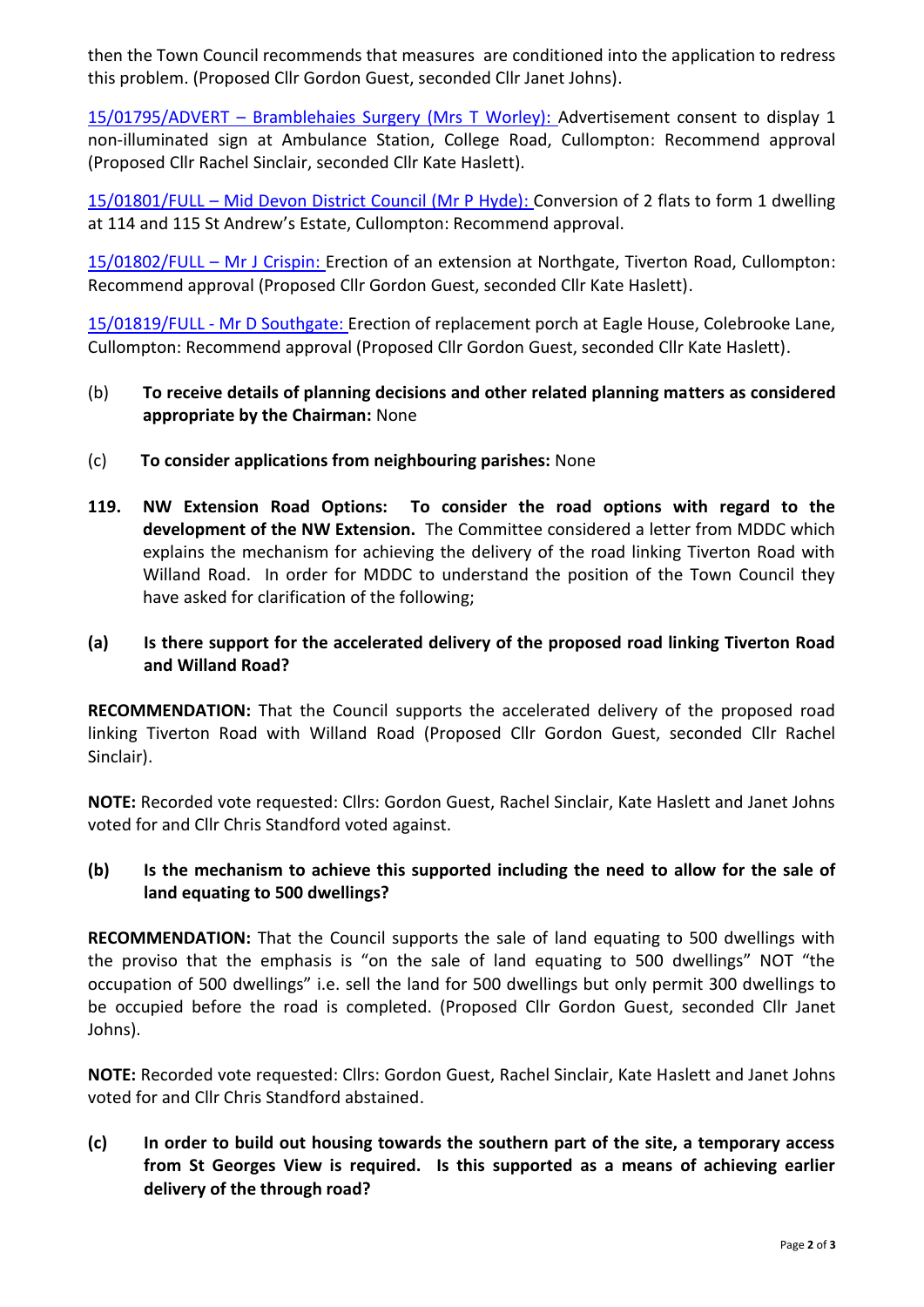then the Town Council recommends that measures are conditioned into the application to redress this problem. (Proposed Cllr Gordon Guest, seconded Cllr Janet Johns).

15/01795/ADVERT – Bramblehaies Surgery (Mrs T Worley): Advertisement consent to display 1 non-illuminated sign at Ambulance Station, College Road, Cullompton: Recommend approval (Proposed Cllr Rachel Sinclair, seconded Cllr Kate Haslett).

15/01801/FULL – Mid Devon District Council (Mr P Hyde): Conversion of 2 flats to form 1 dwelling at 114 and 115 St Andrew's Estate, Cullompton: Recommend approval.

15/01802/FULL – Mr J Crispin: Erection of an extension at Northgate, Tiverton Road, Cullompton: Recommend approval (Proposed Cllr Gordon Guest, seconded Cllr Kate Haslett).

15/01819/FULL - Mr D Southgate: Erection of replacement porch at Eagle House, Colebrooke Lane, Cullompton: Recommend approval (Proposed Cllr Gordon Guest, seconded Cllr Kate Haslett).

(b) **To receive details of planning decisions and other related planning matters as considered appropriate by the Chairman:** None

(c) **To consider applications from neighbouring parishes:** None

**119. NW Extension Road Options: To consider the road options with regard to the development of the NW Extension.** The Committee considered a letter from MDDC which explains the mechanism for achieving the delivery of the road linking Tiverton Road with Willand Road. In order for MDDC to understand the position of the Town Council they have asked for clarification of the following;

**(a) Is there support for the accelerated delivery of the proposed road linking Tiverton Road and Willand Road?**

**RECOMMENDATION:** That the Council supports the accelerated delivery of the proposed road linking Tiverton Road with Willand Road (Proposed Cllr Gordon Guest, seconded Cllr Rachel Sinclair).

**NOTE:** Recorded vote requested: Cllrs: Gordon Guest, Rachel Sinclair, Kate Haslett and Janet Johns voted for and Cllr Chris Standford voted against.

**(b) Is the mechanism to achieve this supported including the need to allow for the sale of land equating to 500 dwellings?**

**RECOMMENDATION:** That the Council supports the sale of land equating to 500 dwellings with the proviso that the emphasis is "on the sale of land equating to 500 dwellings" NOT "the occupation of 500 dwellings" i.e. sell the land for 500 dwellings but only permit 300 dwellings to be occupied before the road is completed. (Proposed Cllr Gordon Guest, seconded Cllr Janet Johns).

**NOTE:** Recorded vote requested: Cllrs: Gordon Guest, Rachel Sinclair, Kate Haslett and Janet Johns voted for and Cllr Chris Standford abstained.

**(c) In order to build out housing towards the southern part of the site, a temporary access from St Georges View is required. Is this supported as a means of achieving earlier delivery of the through road?**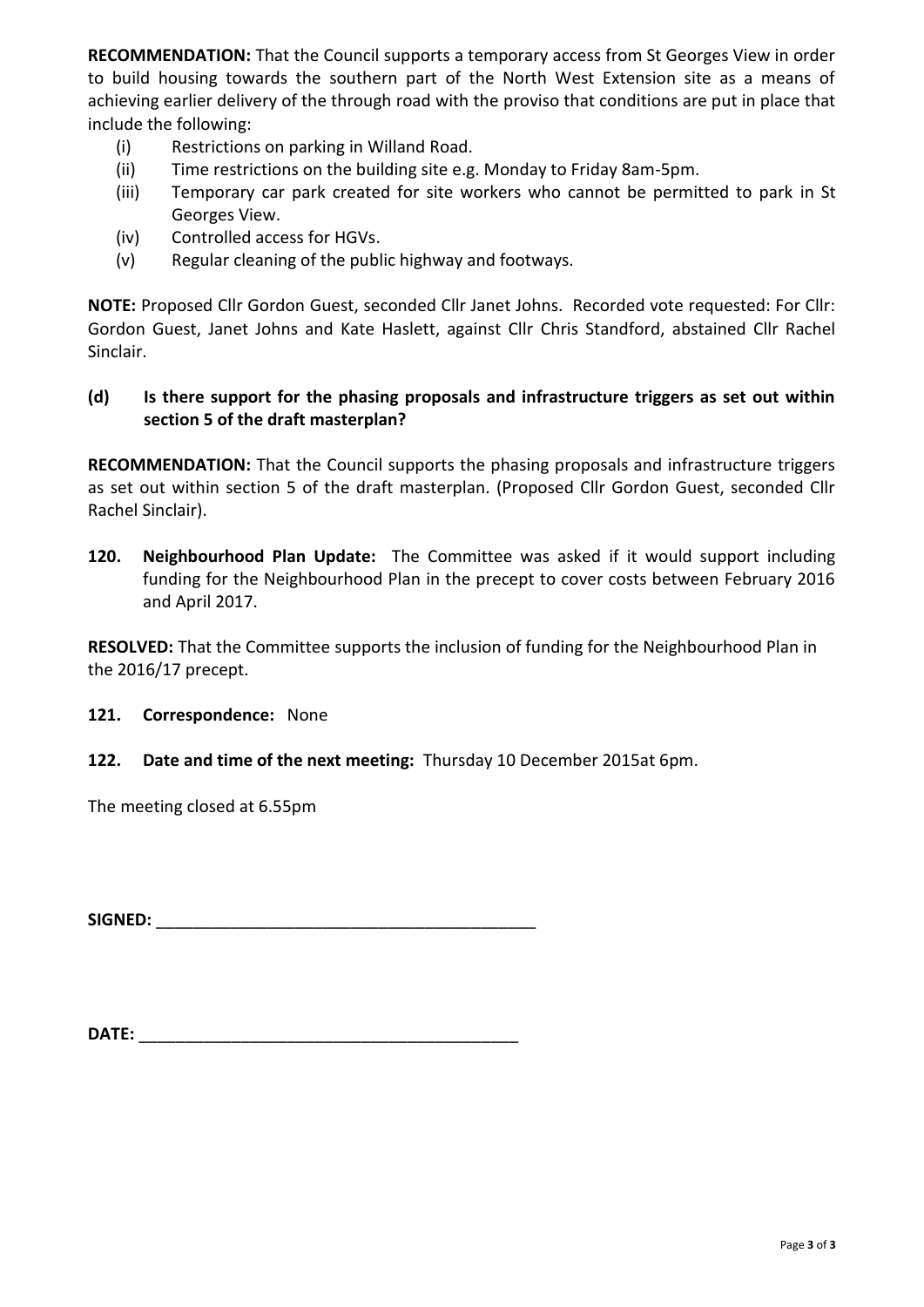**RECOMMENDATION:** That the Council supports a temporary access from St Georges View in order to build housing towards the southern part of the North West Extension site as a means of achieving earlier delivery of the through road with the proviso that conditions are put in place that include the following:

- (i) Restrictions on parking in Willand Road.
- (ii) Time restrictions on the building site e.g. Monday to Friday 8am-5pm.
- (iii) Temporary car park created for site workers who cannot be permitted to park in St Georges View.
- (iv) Controlled access for HGVs.
- (v) Regular cleaning of the public highway and footways.

**NOTE:** Proposed Cllr Gordon Guest, seconded Cllr Janet Johns. Recorded vote requested: For Cllr: Gordon Guest, Janet Johns and Kate Haslett, against Cllr Chris Standford, abstained Cllr Rachel Sinclair.

**(d) Is there support for the phasing proposals and infrastructure triggers as set out within section 5 of the draft masterplan?**

**RECOMMENDATION:** That the Council supports the phasing proposals and infrastructure triggers as set out within section 5 of the draft masterplan. (Proposed Cllr Gordon Guest, seconded Cllr Rachel Sinclair).

**120. Neighbourhood Plan Update:** The Committee was asked if it would support including funding for the Neighbourhood Plan in the precept to cover costs between February 2016 and April 2017.

**RESOLVED:** That the Committee supports the inclusion of funding for the Neighbourhood Plan in the 2016/17 precept.

**121. Correspondence:** None

**122. Date and time of the next meeting:** Thursday 10 December 2015at 6pm.

The meeting closed at 6.55pm

**SIGNED:** ___________________________________________

**DATE:** ___________________________________________